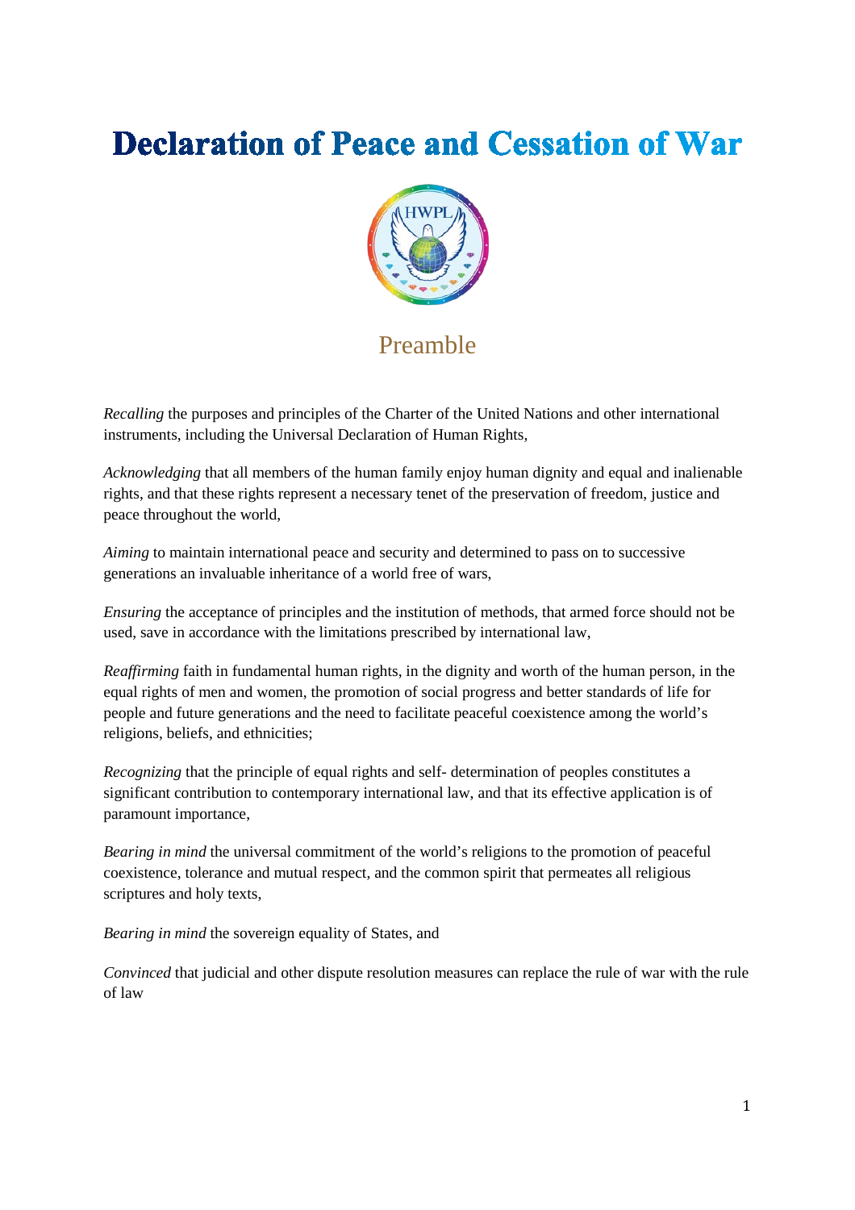# Declaration of Peace and Cessation of War

## Preamble

*Recalling* the purposes and principles of the Charter of the United Nations and other international instruments, including the Universal Declaration of Human Rights,

*Acknowledging* that all members of the human family enjoy human dignity and equal and inalienable rights, and that these rights represent a necessary tenet of the preservation of freedom, justice and peace throughout the world,

*Aiming* to maintain international peace and security and determined to pass on to successive generations an invaluable inheritance of a world free of wars,

*Ensuring* the acceptance of principles and the institution of methods, that armed force should not be used, save in accordance with the limitations prescribed by international law,

*Reaffirming* faith in fundamental human rights, in the dignity and worth of the human person, in the equal rights of men and women, the promotion of social progress and better standards of life for people and future generations and the need to facilitate peaceful coexistence among the world's religions, beliefs, and ethnicities;

*Recognizing* that the principle of equal rights and self- determination of peoples constitutes a significant contribution to contemporary international law, and that its effective application is of paramount importance,

*Bearing in mind* the universal commitment of the world's religions to the promotion of peaceful coexistence, tolerance and mutual respect, and the common spirit that permeates all religious scriptures and holy texts,

*Bearing in mind* the sovereign equality of States, and

*Convinced* that judicial and other dispute resolution measures can replace the rule of war with the rule of law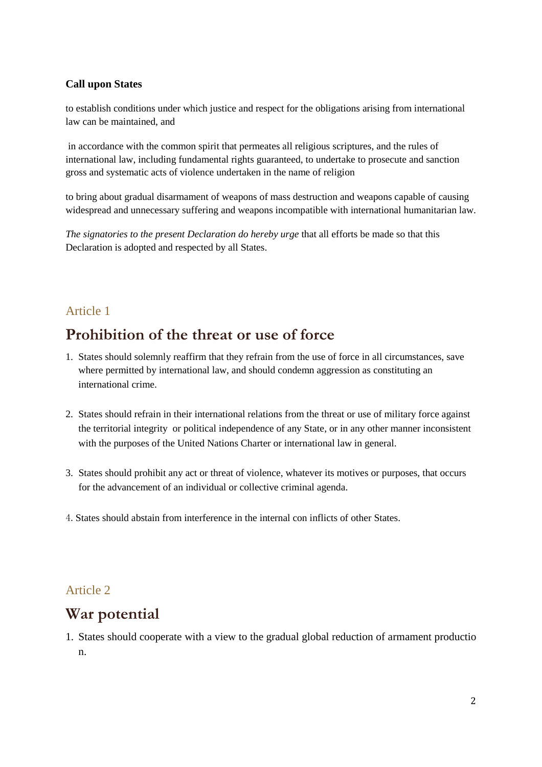**Call upon States**

to establish conditions under which justice and respect for the obligations arising from international law can be maintained, and

in accordance with the common spirit that permeates all religious scriptures, and the rules of international law, including fundamental rights guaranteed, to undertake to prosecute and sanction gross and systematic acts of violence undertaken in the name of religion

to bring about gradual disarmament of weapons of mass destruction and weapons capable of causing widespread and unnecessary suffering and weapons incompatible with international humanitarian law.

*The signatories to the present Declaration do hereby urge* that all efforts be made so that this Declaration is adopted and respected by all States.

### Article 1

## Prohibition of the threat or use of force

1. States should solemnly reaffirm that they refrain from the use of force in all circumstances, save where permitted by international law, and should condemn aggression as constituting an international crime.

2. States should refrain in their international relations from the threat or use of military force against the territorial integrity or political independence of any State, or in any other manner inconsistent with the purposes of the United Nations Charter or international law in general.

3. States should prohibit any act or threat of violence, whatever its motives or purposes, that occurs for the advancement of an individual or collective criminal agenda.

4. States should abstain from interference in the internal con inflicts of other States.

### Article 2

## War potential

1. States should cooperate with a view to the gradual global reduction of armament productio n.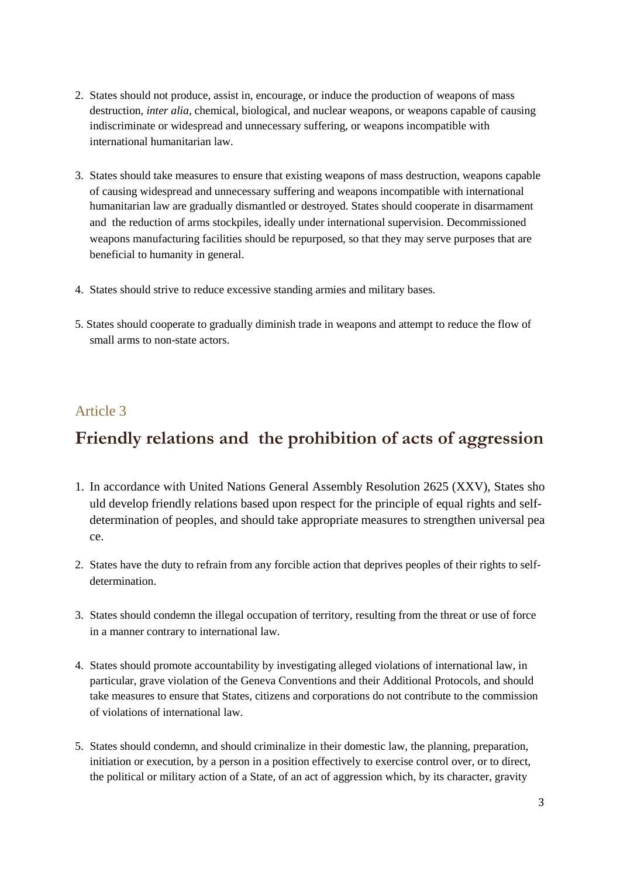2. States should not produce, assist in, encourage, or induce the production of weapons of mass destruction, *inter alia*, chemical, biological, and nuclear weapons, or weapons capable of causing indiscriminate or widespread and unnecessary suffering, or weapons incompatible with international humanitarian law.

3. States should take measures to ensure that existing weapons of mass destruction, weapons capable of causing widespread and unnecessary suffering and weapons incompatible with international humanitarian law are gradually dismantled or destroyed. States should cooperate in disarmament and the reduction of arms stockpiles, ideally under international supervision. Decommissioned weapons manufacturing facilities should be repurposed, so that they may serve purposes that are beneficial to humanity in general.

4. States should strive to reduce excessive standing armies and military bases.

5. States should cooperate to gradually diminish trade in weapons and attempt to reduce the flow of small arms to non-state actors.

Article 3

## Friendly relations and the prohibition of acts of aggression

1. In accordance with United Nations General Assembly Resolution 2625 (XXV), States should develop friendly relations based upon respect for the principle of equal rights and self-determination of peoples, and should take appropriate measures to strengthen universal peace.

2. States have the duty to refrain from any forcible action that deprives peoples of their rights to self-determination.

3. States should condemn the illegal occupation of territory, resulting from the threat or use of force in a manner contrary to international law.

4. States should promote accountability by investigating alleged violations of international law, in particular, grave violation of the Geneva Conventions and their Additional Protocols, and should take measures to ensure that States, citizens and corporations do not contribute to the commission of violations of international law.

5. States should condemn, and should criminalize in their domestic law, the planning, preparation, initiation or execution, by a person in a position effectively to exercise control over, or to direct, the political or military action of a State, of an act of aggression which, by its character, gravity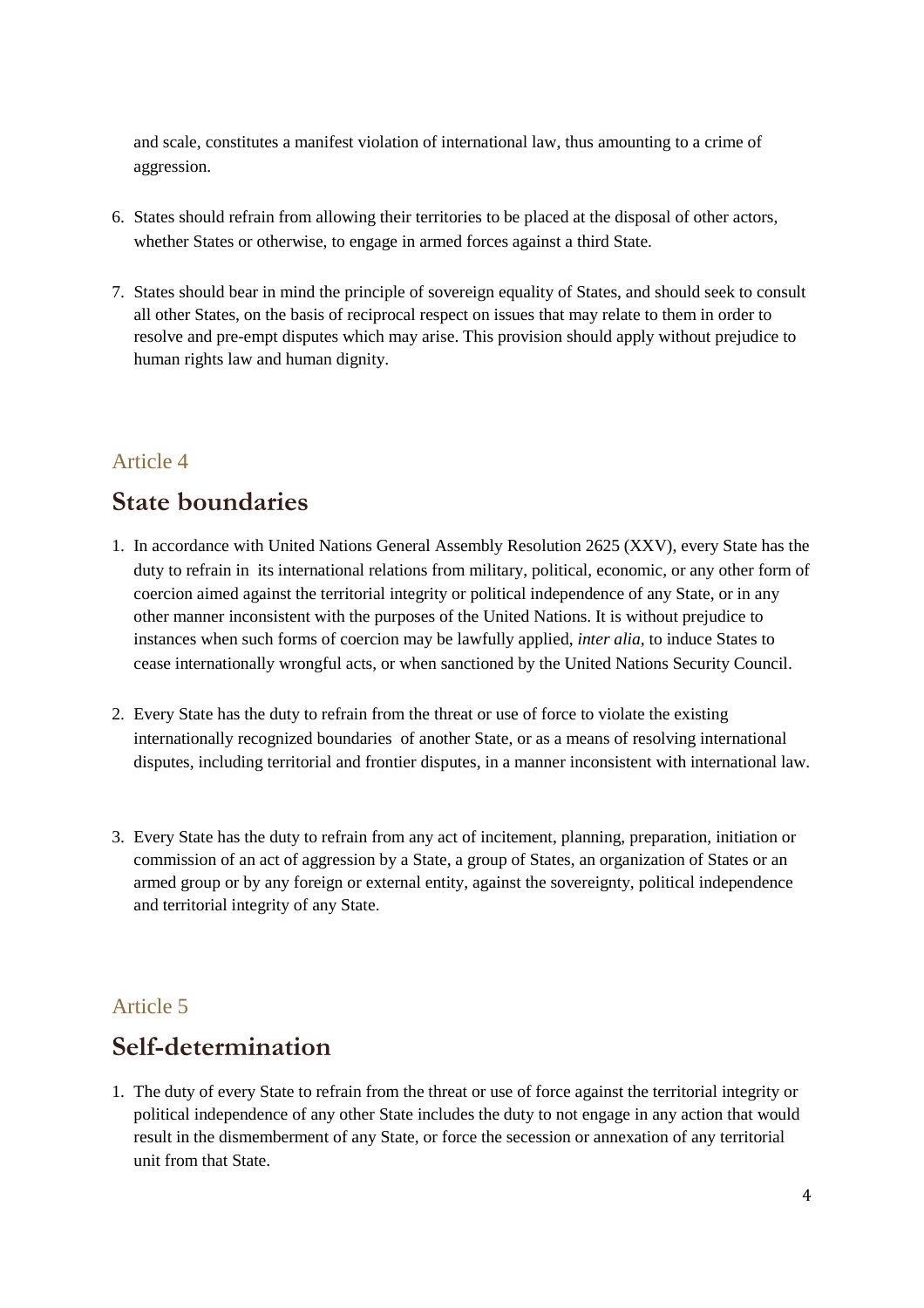and scale, constitutes a manifest violation of international law, thus amounting to a crime of aggression.

6. States should refrain from allowing their territories to be placed at the disposal of other actors, whether States or otherwise, to engage in armed forces against a third State.

7. States should bear in mind the principle of sovereign equality of States, and should seek to consult all other States, on the basis of reciprocal respect on issues that may relate to them in order to resolve and pre-empt disputes which may arise. This provision should apply without prejudice to human rights law and human dignity.

### Article 4

## State boundaries

1. In accordance with United Nations General Assembly Resolution 2625 (XXV), every State has the duty to refrain in its international relations from military, political, economic, or any other form of coercion aimed against the territorial integrity or political independence of any State, or in any other manner inconsistent with the purposes of the United Nations. It is without prejudice to instances when such forms of coercion may be lawfully applied, *inter alia*, to induce States to cease internationally wrongful acts, or when sanctioned by the United Nations Security Council.

2. Every State has the duty to refrain from the threat or use of force to violate the existing internationally recognized boundaries of another State, or as a means of resolving international disputes, including territorial and frontier disputes, in a manner inconsistent with international law.

3. Every State has the duty to refrain from any act of incitement, planning, preparation, initiation or commission of an act of aggression by a State, a group of States, an organization of States or an armed group or by any foreign or external entity, against the sovereignty, political independence and territorial integrity of any State.

### Article 5

## Self-determination

1. The duty of every State to refrain from the threat or use of force against the territorial integrity or political independence of any other State includes the duty to not engage in any action that would result in the dismemberment of any State, or force the secession or annexation of any territorial unit from that State.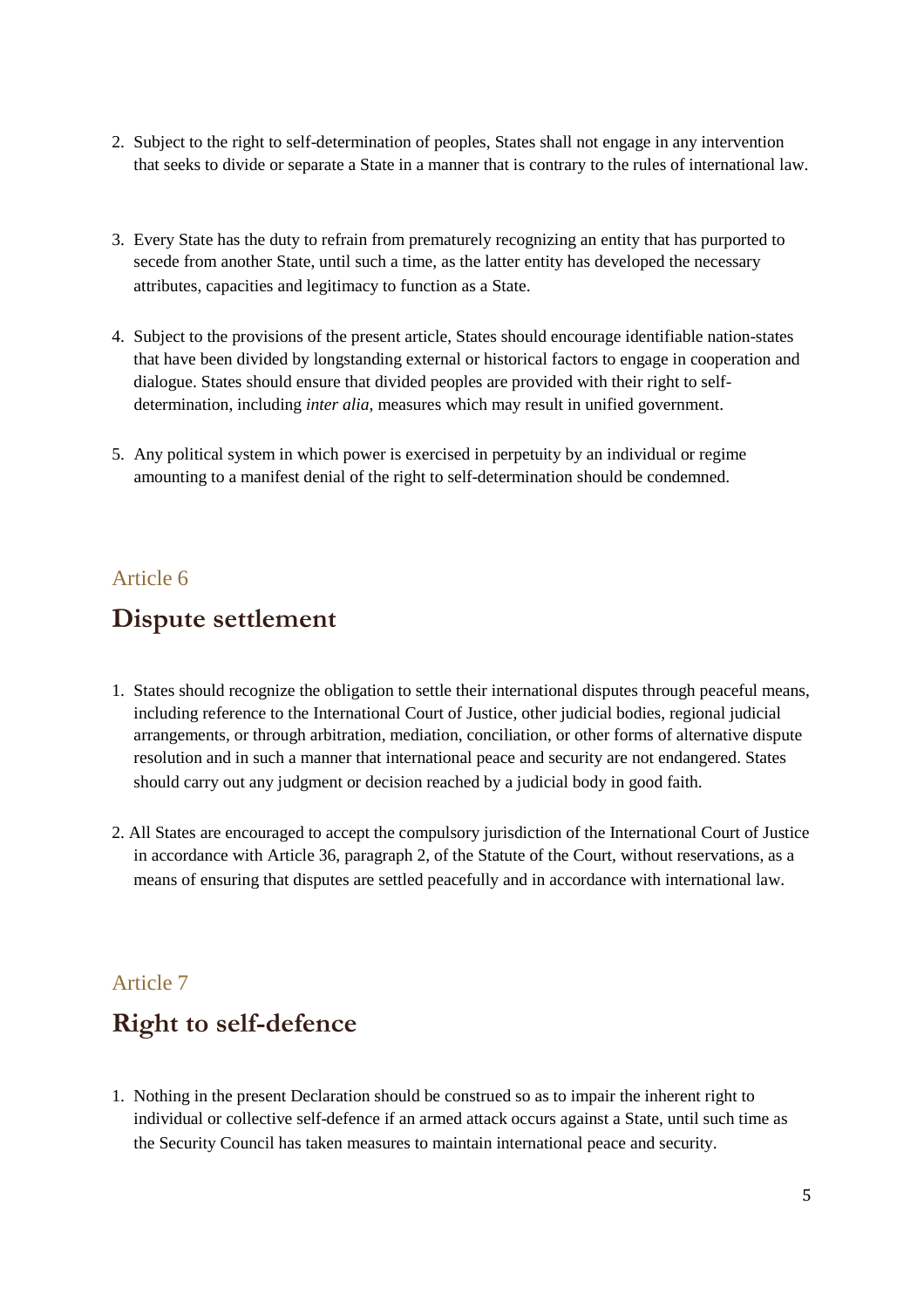2. Subject to the right to self-determination of peoples, States shall not engage in any intervention that seeks to divide or separate a State in a manner that is contrary to the rules of international law.

3. Every State has the duty to refrain from prematurely recognizing an entity that has purported to secede from another State, until such a time, as the latter entity has developed the necessary attributes, capacities and legitimacy to function as a State.

4. Subject to the provisions of the present article, States should encourage identifiable nation-states that have been divided by longstanding external or historical factors to engage in cooperation and dialogue. States should ensure that divided peoples are provided with their right to self-determination, including *inter alia*, measures which may result in unified government.

5. Any political system in which power is exercised in perpetuity by an individual or regime amounting to a manifest denial of the right to self-determination should be condemned.

### Article 6

## Dispute settlement

1. States should recognize the obligation to settle their international disputes through peaceful means, including reference to the International Court of Justice, other judicial bodies, regional judicial arrangements, or through arbitration, mediation, conciliation, or other forms of alternative dispute resolution and in such a manner that international peace and security are not endangered. States should carry out any judgment or decision reached by a judicial body in good faith.

2. All States are encouraged to accept the compulsory jurisdiction of the International Court of Justice in accordance with Article 36, paragraph 2, of the Statute of the Court, without reservations, as a means of ensuring that disputes are settled peacefully and in accordance with international law.

### Article 7

## Right to self-defence

1. Nothing in the present Declaration should be construed so as to impair the inherent right to individual or collective self-defence if an armed attack occurs against a State, until such time as the Security Council has taken measures to maintain international peace and security.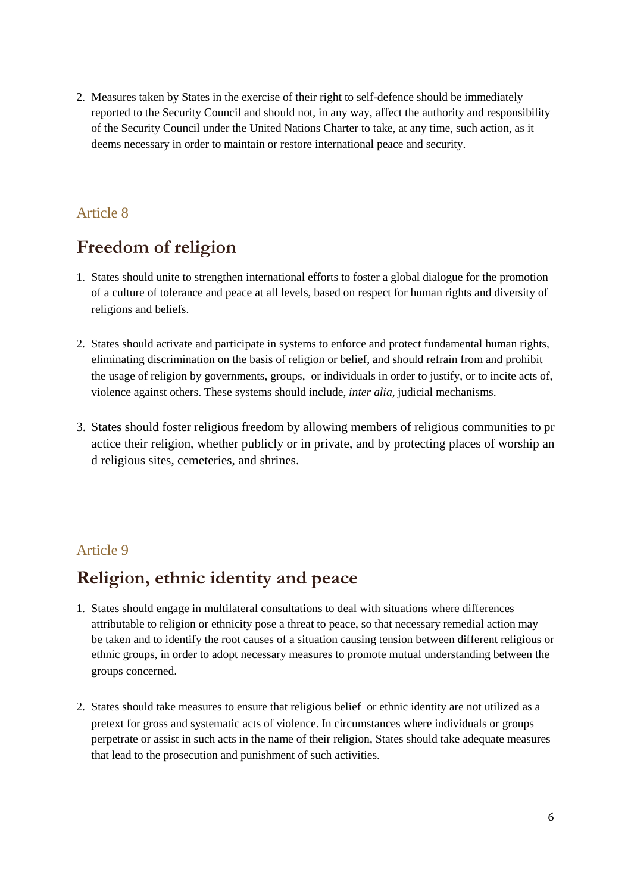2. Measures taken by States in the exercise of their right to self-defence should be immediately reported to the Security Council and should not, in any way, affect the authority and responsibility of the Security Council under the United Nations Charter to take, at any time, such action, as it deems necessary in order to maintain or restore international peace and security.

### Article 8

## Freedom of religion

1. States should unite to strengthen international efforts to foster a global dialogue for the promotion of a culture of tolerance and peace at all levels, based on respect for human rights and diversity of religions and beliefs.

2. States should activate and participate in systems to enforce and protect fundamental human rights, eliminating discrimination on the basis of religion or belief, and should refrain from and prohibit the usage of religion by governments, groups, or individuals in order to justify, or to incite acts of, violence against others. These systems should include, *inter alia*, judicial mechanisms.

3. States should foster religious freedom by allowing members of religious communities to practice their religion, whether publicly or in private, and by protecting places of worship and religious sites, cemeteries, and shrines.

### Article 9

## Religion, ethnic identity and peace

1. States should engage in multilateral consultations to deal with situations where differences attributable to religion or ethnicity pose a threat to peace, so that necessary remedial action may be taken and to identify the root causes of a situation causing tension between different religious or ethnic groups, in order to adopt necessary measures to promote mutual understanding between the groups concerned.

2. States should take measures to ensure that religious belief or ethnic identity are not utilized as a pretext for gross and systematic acts of violence. In circumstances where individuals or groups perpetrate or assist in such acts in the name of their religion, States should take adequate measures that lead to the prosecution and punishment of such activities.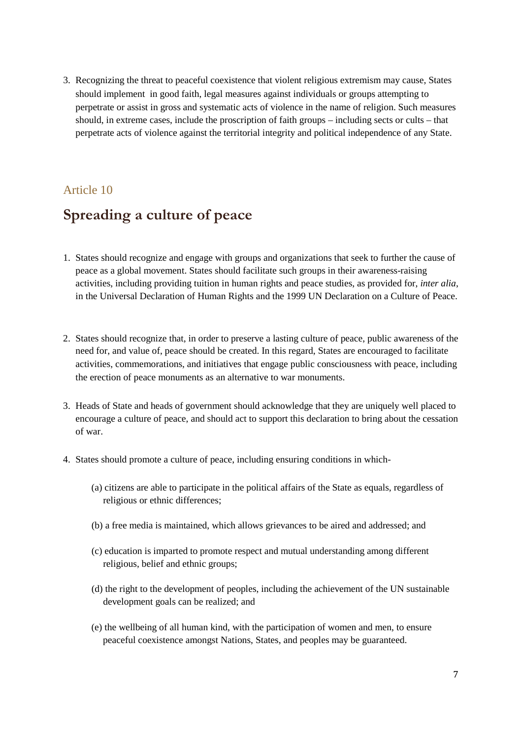3. Recognizing the threat to peaceful coexistence that violent religious extremism may cause, States should implement in good faith, legal measures against individuals or groups attempting to perpetrate or assist in gross and systematic acts of violence in the name of religion. Such measures should, in extreme cases, include the proscription of faith groups – including sects or cults – that perpetrate acts of violence against the territorial integrity and political independence of any State.

### Article 10

## Spreading a culture of peace

1. States should recognize and engage with groups and organizations that seek to further the cause of peace as a global movement. States should facilitate such groups in their awareness-raising activities, including providing tuition in human rights and peace studies, as provided for, *inter alia*, in the Universal Declaration of Human Rights and the 1999 UN Declaration on a Culture of Peace.

2. States should recognize that, in order to preserve a lasting culture of peace, public awareness of the need for, and value of, peace should be created. In this regard, States are encouraged to facilitate activities, commemorations, and initiatives that engage public consciousness with peace, including the erection of peace monuments as an alternative to war monuments.

3. Heads of State and heads of government should acknowledge that they are uniquely well placed to encourage a culture of peace, and should act to support this declaration to bring about the cessation of war.

4. States should promote a culture of peace, including ensuring conditions in which-

   (a) citizens are able to participate in the political affairs of the State as equals, regardless of religious or ethnic differences;

   (b) a free media is maintained, which allows grievances to be aired and addressed; and

   (c) education is imparted to promote respect and mutual understanding among different religious, belief and ethnic groups;

   (d) the right to the development of peoples, including the achievement of the UN sustainable development goals can be realized; and

   (e) the wellbeing of all human kind, with the participation of women and men, to ensure peaceful coexistence amongst Nations, States, and peoples may be guaranteed.